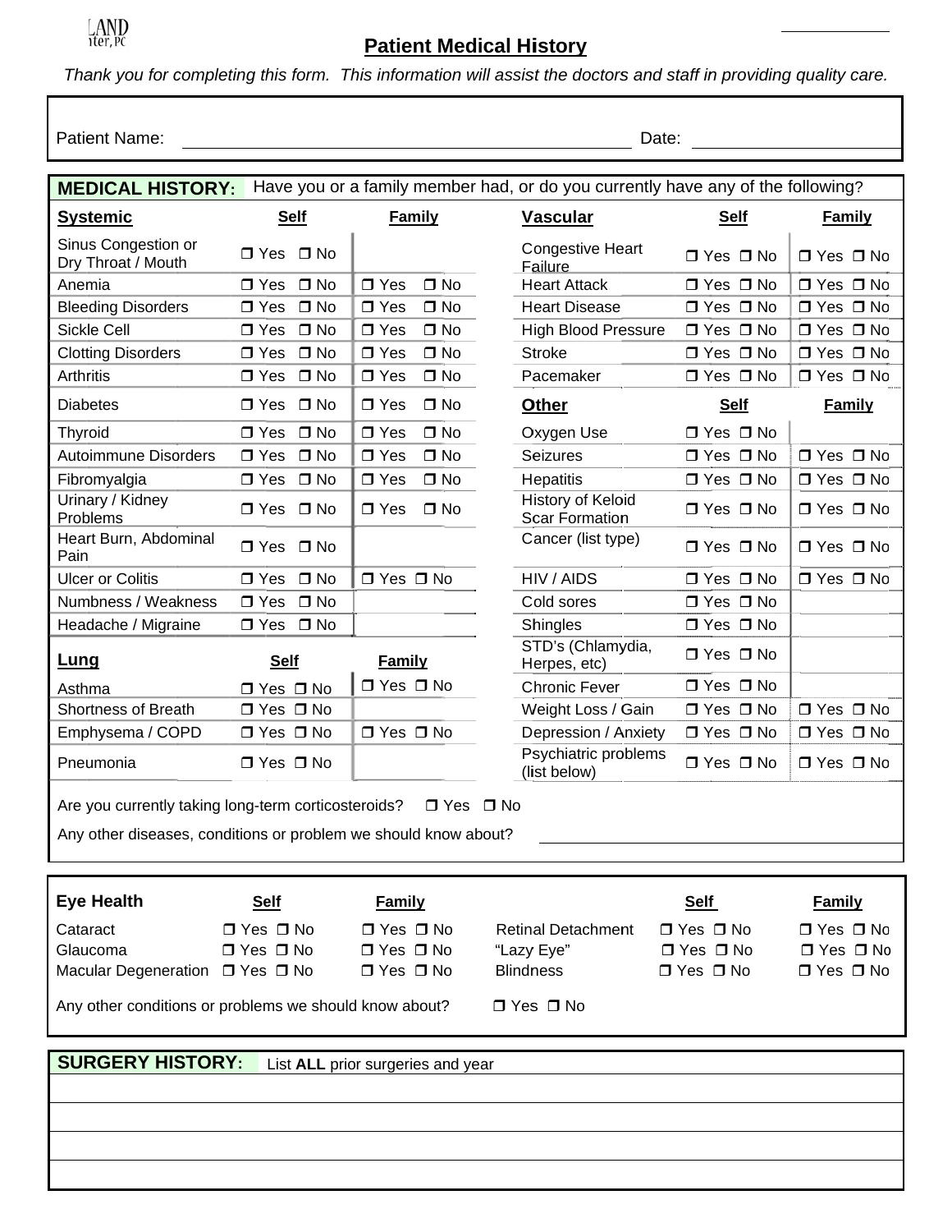## Patient Medical History

*Thank you for completing this form. This information will assist the doctors and staff in providing quality care.*

Patient Name: _______________________________________________ Date: ____________________

**MEDICAL HISTORY:** Have you or a family member had, or do you currently have any of the following?

| Systemic | Self | Family | Vascular | Self | Family |
|---|---|---|---|---|---|
| Sinus Congestion or Dry Throat / Mouth | ❒ Yes ❒ No | | Congestive Heart Failure | ❒ Yes ❒ No | ❒ Yes ❒ No |
| Anemia | ❒ Yes ❒ No | ❒ Yes ❒ No | Heart Attack | ❒ Yes ❒ No | ❒ Yes ❒ No |
| Bleeding Disorders | ❒ Yes ❒ No | ❒ Yes ❒ No | Heart Disease | ❒ Yes ❒ No | ❒ Yes ❒ No |
| Sickle Cell | ❒ Yes ❒ No | ❒ Yes ❒ No | High Blood Pressure | ❒ Yes ❒ No | ❒ Yes ❒ No |
| Clotting Disorders | ❒ Yes ❒ No | ❒ Yes ❒ No | Stroke | ❒ Yes ❒ No | ❒ Yes ❒ No |
| Arthritis | ❒ Yes ❒ No | ❒ Yes ❒ No | Pacemaker | ❒ Yes ❒ No | ❒ Yes ❒ No |
| Diabetes | ❒ Yes ❒ No | ❒ Yes ❒ No | **Other** | **Self** | **Family** |
| Thyroid | ❒ Yes ❒ No | ❒ Yes ❒ No | Oxygen Use | ❒ Yes ❒ No | |
| Autoimmune Disorders | ❒ Yes ❒ No | ❒ Yes ❒ No | Seizures | ❒ Yes ❒ No | ❒ Yes ❒ No |
| Fibromyalgia | ❒ Yes ❒ No | ❒ Yes ❒ No | Hepatitis | ❒ Yes ❒ No | ❒ Yes ❒ No |
| Urinary / Kidney Problems | ❒ Yes ❒ No | ❒ Yes ❒ No | History of Keloid Scar Formation | ❒ Yes ❒ No | ❒ Yes ❒ No |
| Heart Burn, Abdominal Pain | ❒ Yes ❒ No | | Cancer (list type) | ❒ Yes ❒ No | ❒ Yes ❒ No |
| Ulcer or Colitis | ❒ Yes ❒ No | ❒ Yes ❒ No | HIV / AIDS | ❒ Yes ❒ No | ❒ Yes ❒ No |
| Numbness / Weakness | ❒ Yes ❒ No | | Cold sores | ❒ Yes ❒ No | |
| Headache / Migraine | ❒ Yes ❒ No | | Shingles | ❒ Yes ❒ No | |
| **Lung** | **Self** | **Family** | STD's (Chlamydia, Herpes, etc) | ❒ Yes ❒ No | |
| Asthma | ❒ Yes ❒ No | ❒ Yes ❒ No | Chronic Fever | ❒ Yes ❒ No | |
| Shortness of Breath | ❒ Yes ❒ No | | Weight Loss / Gain | ❒ Yes ❒ No | ❒ Yes ❒ No |
| Emphysema / COPD | ❒ Yes ❒ No | ❒ Yes ❒ No | Depression / Anxiety | ❒ Yes ❒ No | ❒ Yes ❒ No |
| Pneumonia | ❒ Yes ❒ No | | Psychiatric problems (list below) | ❒ Yes ❒ No | ❒ Yes ❒ No |

Are you currently taking long-term corticosteroids? ❒ Yes ❒ No

Any other diseases, conditions or problem we should know about? ____________________

| Eye Health | Self | Family | | Self | Family |
|---|---|---|---|---|---|
| Cataract | ❒ Yes ❒ No | ❒ Yes ❒ No | Retinal Detachment | ❒ Yes ❒ No | ❒ Yes ❒ No |
| Glaucoma | ❒ Yes ❒ No | ❒ Yes ❒ No | "Lazy Eye" | ❒ Yes ❒ No | ❒ Yes ❒ No |
| Macular Degeneration | ❒ Yes ❒ No | ❒ Yes ❒ No | Blindness | ❒ Yes ❒ No | ❒ Yes ❒ No |

Any other conditions or problems we should know about? ❒ Yes ❒ No

**SURGERY HISTORY:** List **ALL** prior surgeries and year

____________________

____________________

____________________

____________________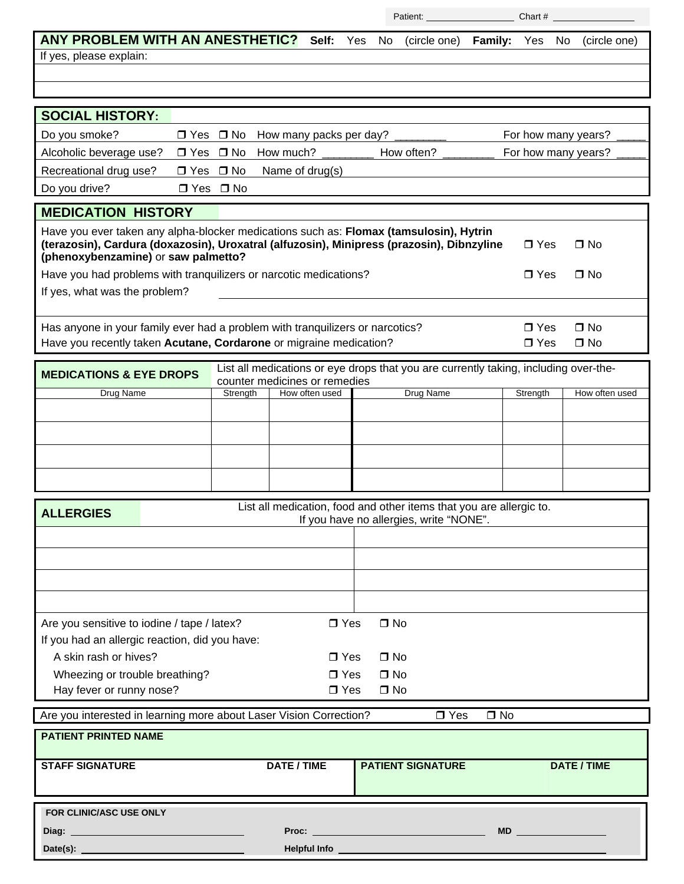Patient: ________________ Chart # _______________

## ANY PROBLEM WITH AN ANESTHETIC?

**Self:** Yes No (circle one) **Family:** Yes No (circle one)

If yes, please explain:

## SOCIAL HISTORY:

| | | | |
|---|---|---|---|
| Do you smoke? | ❐ Yes ❐ No | How many packs per day? ________ | For how many years? _____ |
| Alcoholic beverage use? | ❐ Yes ❐ No | How much? ________ How often? ________ | For how many years? _____ |
| Recreational drug use? | ❐ Yes ❐ No | Name of drug(s) | |
| Do you drive? | ❐ Yes ❐ No | | |

## MEDICATION HISTORY

| | | |
|---|---|---|
| Have you ever taken any alpha-blocker medications such as: **Flomax (tamsulosin), Hytrin (terazosin), Cardura (doxazosin), Uroxatral (alfuzosin), Minipress (prazosin), Dibnzyline (phenoxybenzamine)** or **saw palmetto?** | ❐ Yes | ❐ No |
| Have you had problems with tranquilizers or narcotic medications? | ❐ Yes | ❐ No |
| If yes, what was the problem? | | |
| Has anyone in your family ever had a problem with tranquilizers or narcotics? | ❐ Yes | ❐ No |
| Have you recently taken **Acutane, Cordarone** or migraine medication? | ❐ Yes | ❐ No |

## MEDICATIONS & EYE DROPS

List all medications or eye drops that you are currently taking, including over-the-counter medicines or remedies

| Drug Name | Strength | How often used | Drug Name | Strength | How often used |
|---|---|---|---|---|---|
| | | | | | |
| | | | | | |
| | | | | | |
| | | | | | |

## ALLERGIES

List all medication, food and other items that you are allergic to.
If you have no allergies, write "NONE".

| | |
|---|---|
| | |
| | |
| | |
| | |

| | | |
|---|---|---|
| Are you sensitive to iodine / tape / latex? | ❐ Yes | ❐ No |
| If you had an allergic reaction, did you have: | | |
| A skin rash or hives? | ❐ Yes | ❐ No |
| Wheezing or trouble breathing? | ❐ Yes | ❐ No |
| Hay fever or runny nose? | ❐ Yes | ❐ No |

Are you interested in learning more about Laser Vision Correction? ❐ Yes ❐ No

| | | | |
|---|---|---|---|
| **PATIENT PRINTED NAME** | | | |
| **STAFF SIGNATURE** | **DATE / TIME** | **PATIENT SIGNATURE** | **DATE / TIME** |

**FOR CLINIC/ASC USE ONLY**

**Diag:** ____________________ **Proc:** ____________________ **MD** ____________

**Date(s):** ____________________ **Helpful Info** ____________________